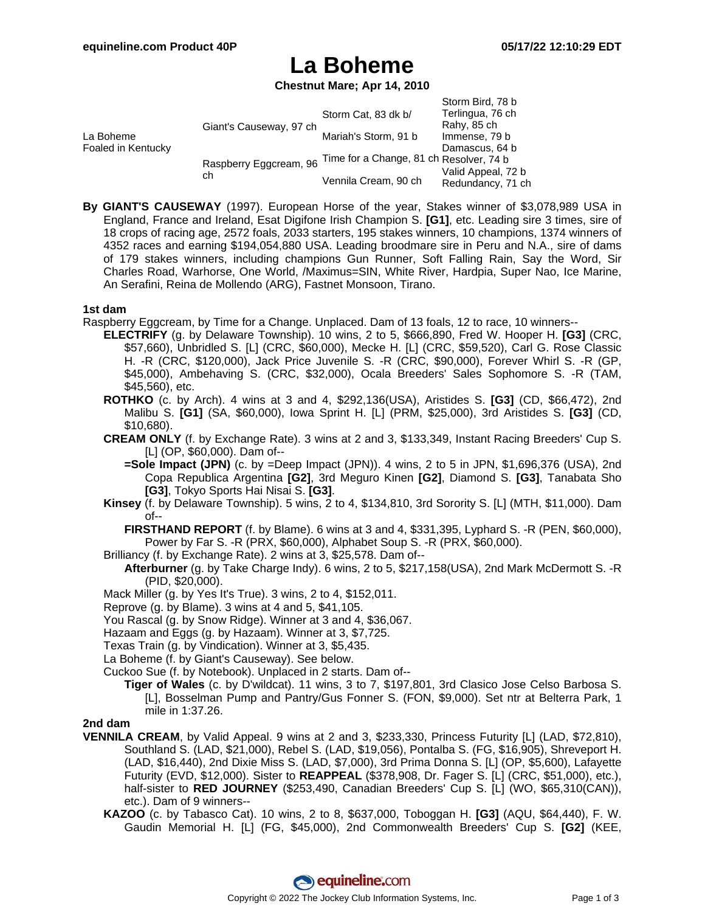# La Boheme

**Chestnut Mare; Apr 14, 2010**

| | | | |
|---|---|---|---|
| La Boheme<br>Foaled in Kentucky | Giant's Causeway, 97 ch | Storm Cat, 83 dk b/ | Storm Bird, 78 b |
| | | | Terlingua, 76 ch |
| | | Mariah's Storm, 91 b | Rahy, 85 ch |
| | | | Immense, 79 b |
| | Raspberry Eggcream, 96 ch | Time for a Change, 81 ch | Damascus, 64 b |
| | | | Resolver, 74 b |
| | | Vennila Cream, 90 ch | Valid Appeal, 72 b |
| | | | Redundancy, 71 ch |

**By GIANT'S CAUSEWAY** (1997). European Horse of the year, Stakes winner of $3,078,989 USA in England, France and Ireland, Esat Digifone Irish Champion S. **[G1]**, etc. Leading sire 3 times, sire of 18 crops of racing age, 2572 foals, 2033 starters, 195 stakes winners, 10 champions, 1374 winners of 4352 races and earning $194,054,880 USA. Leading broodmare sire in Peru and N.A., sire of dams of 179 stakes winners, including champions Gun Runner, Soft Falling Rain, Say the Word, Sir Charles Road, Warhorse, One World, /Maximus=SIN, White River, Hardpia, Super Nao, Ice Marine, An Serafini, Reina de Mollendo (ARG), Fastnet Monsoon, Tirano.

### 1st dam

Raspberry Eggcream, by Time for a Change. Unplaced. Dam of 13 foals, 12 to race, 10 winners--

- **ELECTRIFY** (g. by Delaware Township). 10 wins, 2 to 5, $666,890, Fred W. Hooper H. **[G3]** (CRC, $57,660), Unbridled S. [L] (CRC, $60,000), Mecke H. [L] (CRC, $59,520), Carl G. Rose Classic H. -R (CRC, $120,000), Jack Price Juvenile S. -R (CRC, $90,000), Forever Whirl S. -R (GP, $45,000), Ambehaving S. (CRC, $32,000), Ocala Breeders' Sales Sophomore S. -R (TAM, $45,560), etc.
- **ROTHKO** (c. by Arch). 4 wins at 3 and 4, $292,136(USA), Aristides S. **[G3]** (CD, $66,472), 2nd Malibu S. **[G1]** (SA, $60,000), Iowa Sprint H. [L] (PRM, $25,000), 3rd Aristides S. **[G3]** (CD, $10,680).
- **CREAM ONLY** (f. by Exchange Rate). 3 wins at 2 and 3, $133,349, Instant Racing Breeders' Cup S. [L] (OP, $60,000). Dam of--
  - **=Sole Impact (JPN)** (c. by =Deep Impact (JPN)). 4 wins, 2 to 5 in JPN, $1,696,376 (USA), 2nd Copa Republica Argentina **[G2]**, 3rd Meguro Kinen **[G2]**, Diamond S. **[G3]**, Tanabata Sho **[G3]**, Tokyo Sports Hai Nisai S. **[G3]**.
- **Kinsey** (f. by Delaware Township). 5 wins, 2 to 4, $134,810, 3rd Sorority S. [L] (MTH, $11,000). Dam of--
  - **FIRSTHAND REPORT** (f. by Blame). 6 wins at 3 and 4, $331,395, Lyphard S. -R (PEN, $60,000), Power by Far S. -R (PRX, $60,000), Alphabet Soup S. -R (PRX, $60,000).
- Brilliancy (f. by Exchange Rate). 2 wins at 3, $25,578. Dam of--
  - **Afterburner** (g. by Take Charge Indy). 6 wins, 2 to 5, $217,158(USA), 2nd Mark McDermott S. -R (PID, $20,000).
- Mack Miller (g. by Yes It's True). 3 wins, 2 to 4, $152,011.
- Reprove (g. by Blame). 3 wins at 4 and 5, $41,105.
- You Rascal (g. by Snow Ridge). Winner at 3 and 4, $36,067.
- Hazaam and Eggs (g. by Hazaam). Winner at 3, $7,725.
- Texas Train (g. by Vindication). Winner at 3, $5,435.
- La Boheme (f. by Giant's Causeway). See below.
- Cuckoo Sue (f. by Notebook). Unplaced in 2 starts. Dam of--
  - **Tiger of Wales** (c. by D'wildcat). 11 wins, 3 to 7, $197,801, 3rd Clasico Jose Celso Barbosa S. [L], Bosselman Pump and Pantry/Gus Fonner S. (FON, $9,000). Set ntr at Belterra Park, 1 mile in 1:37.26.

### 2nd dam

**VENNILA CREAM**, by Valid Appeal. 9 wins at 2 and 3, $233,330, Princess Futurity [L] (LAD, $72,810), Southland S. (LAD, $21,000), Rebel S. (LAD, $19,056), Pontalba S. (FG, $16,905), Shreveport H. (LAD, $16,440), 2nd Dixie Miss S. (LAD, $7,000), 3rd Prima Donna S. [L] (OP, $5,600), Lafayette Futurity (EVD, $12,000). Sister to **REAPPEAL** ($378,908, Dr. Fager S. [L] (CRC, $51,000), etc.), half-sister to **RED JOURNEY** ($253,490, Canadian Breeders' Cup S. [L] (WO, $65,310(CAN)), etc.). Dam of 9 winners--

- **KAZOO** (c. by Tabasco Cat). 10 wins, 2 to 8, $637,000, Toboggan H. **[G3]** (AQU, $64,440), F. W. Gaudin Memorial H. [L] (FG, $45,000), 2nd Commonwealth Breeders' Cup S. **[G2]** (KEE,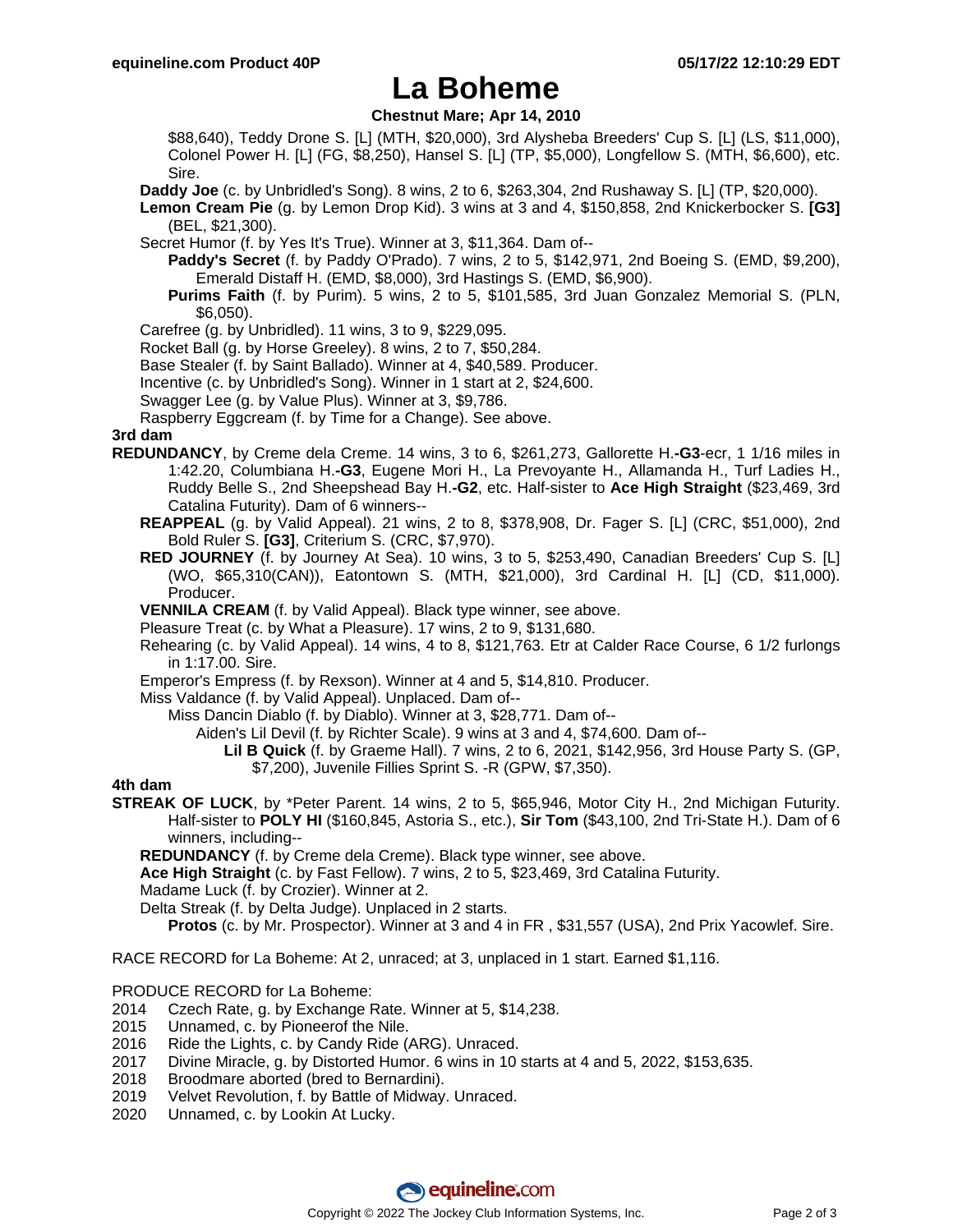# La Boheme

**Chestnut Mare; Apr 14, 2010**

$88,640), Teddy Drone S. [L] (MTH, $20,000), 3rd Alysheba Breeders' Cup S. [L] (LS, $11,000), Colonel Power H. [L] (FG, $8,250), Hansel S. [L] (TP, $5,000), Longfellow S. (MTH, $6,600), etc. Sire.

**Daddy Joe** (c. by Unbridled's Song). 8 wins, 2 to 6, $263,304, 2nd Rushaway S. [L] (TP, $20,000).

**Lemon Cream Pie** (g. by Lemon Drop Kid). 3 wins at 3 and 4, $150,858, 2nd Knickerbocker S. **[G3]** (BEL, $21,300).

Secret Humor (f. by Yes It's True). Winner at 3, $11,364. Dam of--

**Paddy's Secret** (f. by Paddy O'Prado). 7 wins, 2 to 5, $142,971, 2nd Boeing S. (EMD, $9,200), Emerald Distaff H. (EMD, $8,000), 3rd Hastings S. (EMD, $6,900).

**Purims Faith** (f. by Purim). 5 wins, 2 to 5, $101,585, 3rd Juan Gonzalez Memorial S. (PLN, $6,050).

Carefree (g. by Unbridled). 11 wins, 3 to 9, $229,095.

Rocket Ball (g. by Horse Greeley). 8 wins, 2 to 7, $50,284.

Base Stealer (f. by Saint Ballado). Winner at 4, $40,589. Producer.

Incentive (c. by Unbridled's Song). Winner in 1 start at 2, $24,600.

Swagger Lee (g. by Value Plus). Winner at 3, $9,786.

Raspberry Eggcream (f. by Time for a Change). See above.

**3rd dam**

**REDUNDANCY**, by Creme dela Creme. 14 wins, 3 to 6, $261,273, Gallorette H.**-G3**-ecr, 1 1/16 miles in 1:42.20, Columbiana H.**-G3**, Eugene Mori H., La Prevoyante H., Allamanda H., Turf Ladies H., Ruddy Belle S., 2nd Sheepshead Bay H.**-G2**, etc. Half-sister to **Ace High Straight** ($23,469, 3rd Catalina Futurity). Dam of 6 winners--

**REAPPEAL** (g. by Valid Appeal). 21 wins, 2 to 8, $378,908, Dr. Fager S. [L] (CRC, $51,000), 2nd Bold Ruler S. **[G3]**, Criterium S. (CRC, $7,970).

**RED JOURNEY** (f. by Journey At Sea). 10 wins, 3 to 5, $253,490, Canadian Breeders' Cup S. [L] (WO, $65,310(CAN)), Eatontown S. (MTH, $21,000), 3rd Cardinal H. [L] (CD, $11,000). Producer.

**VENNILA CREAM** (f. by Valid Appeal). Black type winner, see above.

Pleasure Treat (c. by What a Pleasure). 17 wins, 2 to 9, $131,680.

Rehearing (c. by Valid Appeal). 14 wins, 4 to 8, $121,763. Etr at Calder Race Course, 6 1/2 furlongs in 1:17.00. Sire.

Emperor's Empress (f. by Rexson). Winner at 4 and 5, $14,810. Producer.

Miss Valdance (f. by Valid Appeal). Unplaced. Dam of--

Miss Dancin Diablo (f. by Diablo). Winner at 3, $28,771. Dam of--

Aiden's Lil Devil (f. by Richter Scale). 9 wins at 3 and 4, $74,600. Dam of--

**Lil B Quick** (f. by Graeme Hall). 7 wins, 2 to 6, 2021, $142,956, 3rd House Party S. (GP, $7,200), Juvenile Fillies Sprint S. -R (GPW, $7,350).

**4th dam**

**STREAK OF LUCK**, by *Peter Parent. 14 wins, 2 to 5, $65,946, Motor City H., 2nd Michigan Futurity. Half-sister to **POLY HI** ($160,845, Astoria S., etc.), **Sir Tom** ($43,100, 2nd Tri-State H.). Dam of 6 winners, including--

**REDUNDANCY** (f. by Creme dela Creme). Black type winner, see above.

**Ace High Straight** (c. by Fast Fellow). 7 wins, 2 to 5, $23,469, 3rd Catalina Futurity.

Madame Luck (f. by Crozier). Winner at 2.

Delta Streak (f. by Delta Judge). Unplaced in 2 starts.

**Protos** (c. by Mr. Prospector). Winner at 3 and 4 in FR , $31,557 (USA), 2nd Prix Yacowlef. Sire.

RACE RECORD for La Boheme: At 2, unraced; at 3, unplaced in 1 start. Earned $1,116.

PRODUCE RECORD for La Boheme:

2014 Czech Rate, g. by Exchange Rate. Winner at 5, $14,238.
2015 Unnamed, c. by Pioneerof the Nile.
2016 Ride the Lights, c. by Candy Ride (ARG). Unraced.
2017 Divine Miracle, g. by Distorted Humor. 6 wins in 10 starts at 4 and 5, 2022, $153,635.
2018 Broodmare aborted (bred to Bernardini).
2019 Velvet Revolution, f. by Battle of Midway. Unraced.
2020 Unnamed, c. by Lookin At Lucky.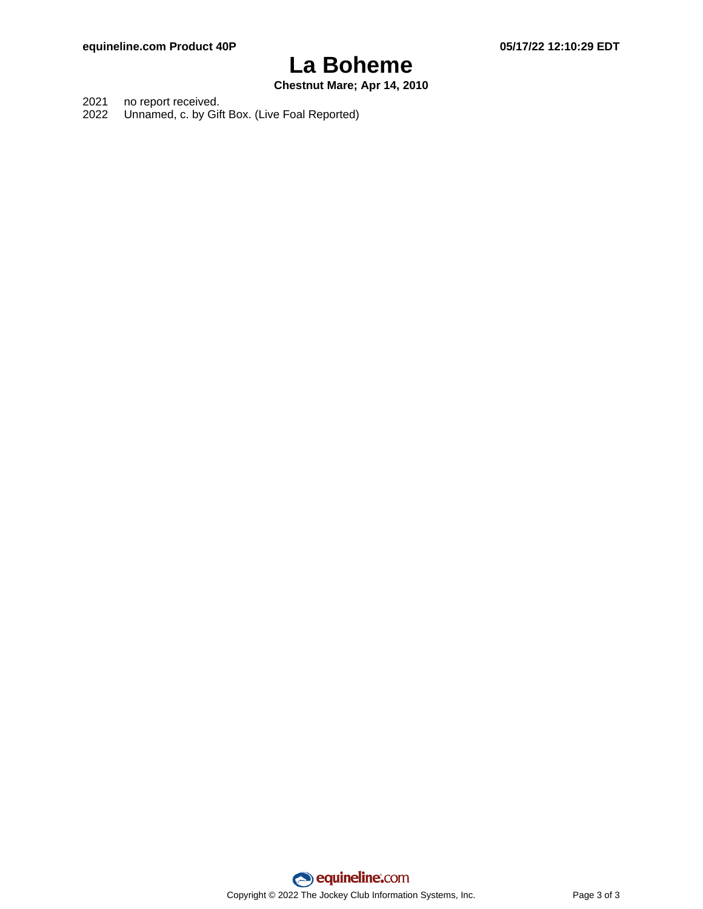# La Boheme

**Chestnut Mare; Apr 14, 2010**

2021 no report received.
2022 Unnamed, c. by Gift Box. (Live Foal Reported)